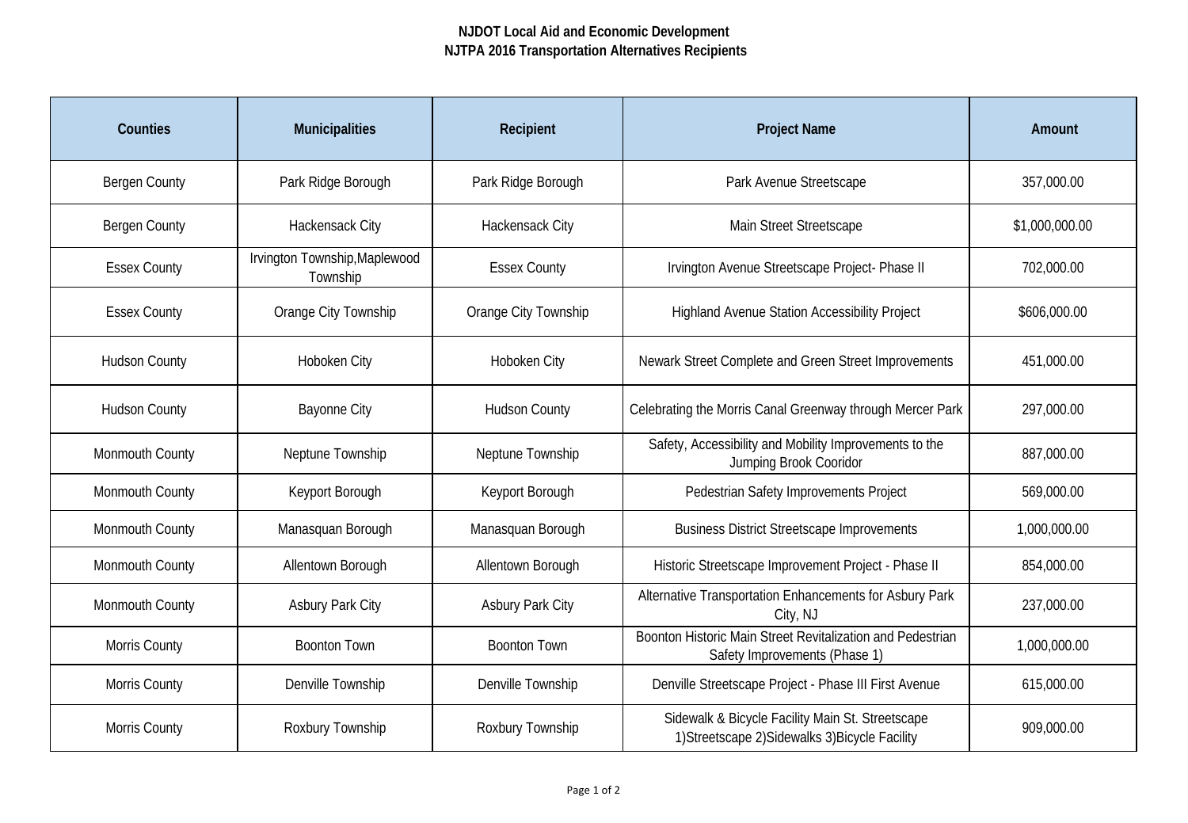**NJDOT Local Aid and Economic Development**
**NJTPA 2016 Transportation Alternatives Recipients**

| Counties | Municipalities | Recipient | Project Name | Amount |
|---|---|---|---|---|
| Bergen County | Park Ridge Borough | Park Ridge Borough | Park Avenue Streetscape | 357,000.00 |
| Bergen County | Hackensack City | Hackensack City | Main Street Streetscape | $1,000,000.00 |
| Essex County | Irvington Township,Maplewood Township | Essex County | Irvington Avenue Streetscape Project- Phase II | 702,000.00 |
| Essex County | Orange City Township | Orange City Township | Highland Avenue Station Accessibility Project | $606,000.00 |
| Hudson County | Hoboken City | Hoboken City | Newark Street Complete and Green Street Improvements | 451,000.00 |
| Hudson County | Bayonne City | Hudson County | Celebrating the Morris Canal Greenway through Mercer Park | 297,000.00 |
| Monmouth County | Neptune Township | Neptune Township | Safety, Accessibility and Mobility Improvements to the Jumping Brook Cooridor | 887,000.00 |
| Monmouth County | Keyport Borough | Keyport Borough | Pedestrian Safety Improvements Project | 569,000.00 |
| Monmouth County | Manasquan Borough | Manasquan Borough | Business District Streetscape Improvements | 1,000,000.00 |
| Monmouth County | Allentown Borough | Allentown Borough | Historic Streetscape Improvement Project - Phase II | 854,000.00 |
| Monmouth County | Asbury Park City | Asbury Park City | Alternative Transportation Enhancements for Asbury Park City, NJ | 237,000.00 |
| Morris County | Boonton Town | Boonton Town | Boonton Historic Main Street Revitalization and Pedestrian Safety Improvements (Phase 1) | 1,000,000.00 |
| Morris County | Denville Township | Denville Township | Denville Streetscape Project - Phase III First Avenue | 615,000.00 |
| Morris County | Roxbury Township | Roxbury Township | Sidewalk & Bicycle Facility Main St. Streetscape 1)Streetscape 2)Sidewalks 3)Bicycle Facility | 909,000.00 |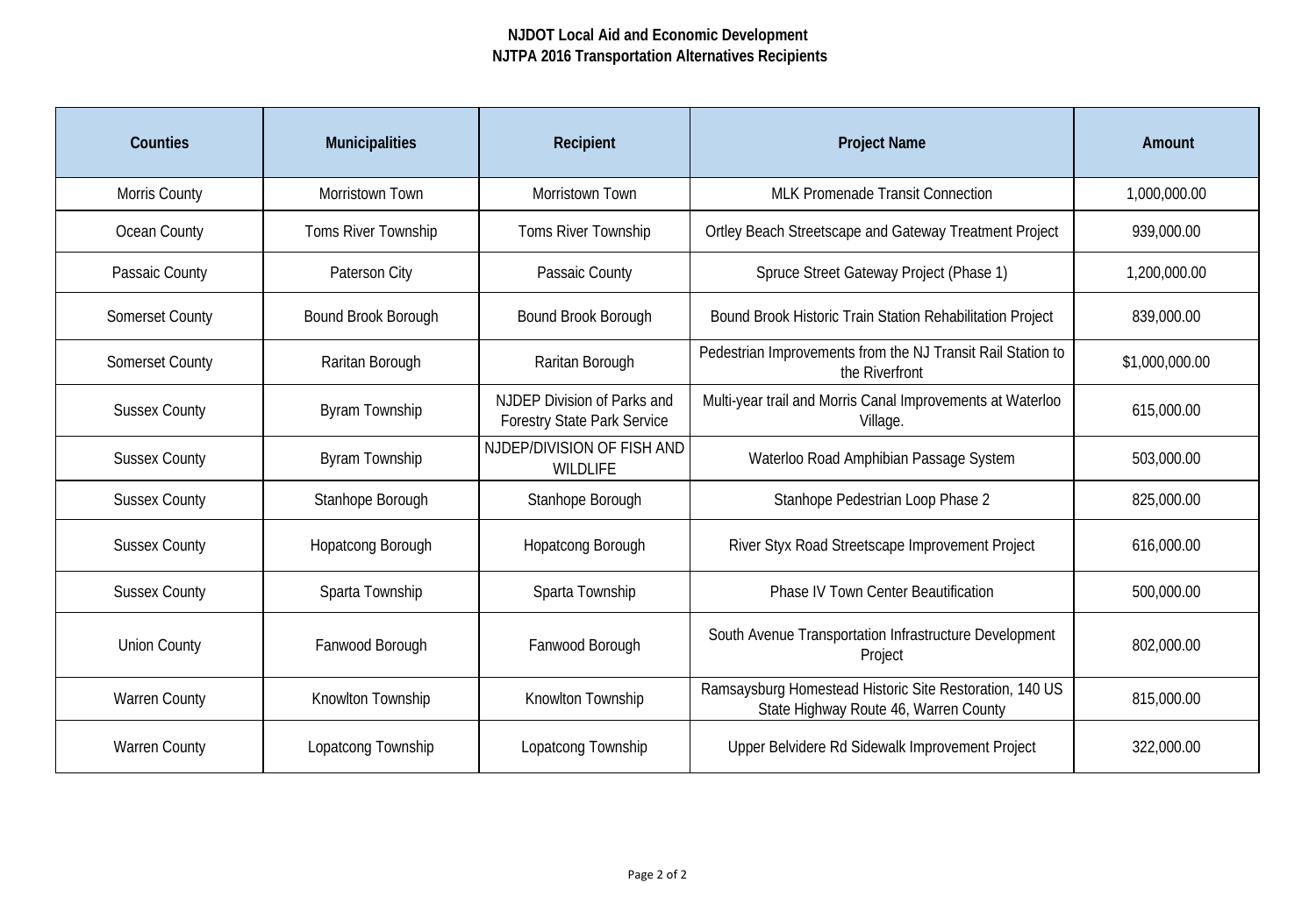**NJDOT Local Aid and Economic Development**
**NJTPA 2016 Transportation Alternatives Recipients**

| Counties | Municipalities | Recipient | Project Name | Amount |
|---|---|---|---|---|
| Morris County | Morristown Town | Morristown Town | MLK Promenade Transit Connection | 1,000,000.00 |
| Ocean County | Toms River Township | Toms River Township | Ortley Beach Streetscape and Gateway Treatment Project | 939,000.00 |
| Passaic County | Paterson City | Passaic County | Spruce Street Gateway Project (Phase 1) | 1,200,000.00 |
| Somerset County | Bound Brook Borough | Bound Brook Borough | Bound Brook Historic Train Station Rehabilitation Project | 839,000.00 |
| Somerset County | Raritan Borough | Raritan Borough | Pedestrian Improvements from the NJ Transit Rail Station to the Riverfront | $1,000,000.00 |
| Sussex County | Byram Township | NJDEP Division of Parks and Forestry State Park Service | Multi-year trail and Morris Canal Improvements at Waterloo Village. | 615,000.00 |
| Sussex County | Byram Township | NJDEP/DIVISION OF FISH AND WILDLIFE | Waterloo Road Amphibian Passage System | 503,000.00 |
| Sussex County | Stanhope Borough | Stanhope Borough | Stanhope Pedestrian Loop Phase 2 | 825,000.00 |
| Sussex County | Hopatcong Borough | Hopatcong Borough | River Styx Road Streetscape Improvement Project | 616,000.00 |
| Sussex County | Sparta Township | Sparta Township | Phase IV Town Center Beautification | 500,000.00 |
| Union County | Fanwood Borough | Fanwood Borough | South Avenue Transportation Infrastructure Development Project | 802,000.00 |
| Warren County | Knowlton Township | Knowlton Township | Ramsaysburg Homestead Historic Site Restoration, 140 US State Highway Route 46, Warren County | 815,000.00 |
| Warren County | Lopatcong Township | Lopatcong Township | Upper Belvidere Rd Sidewalk Improvement Project | 322,000.00 |